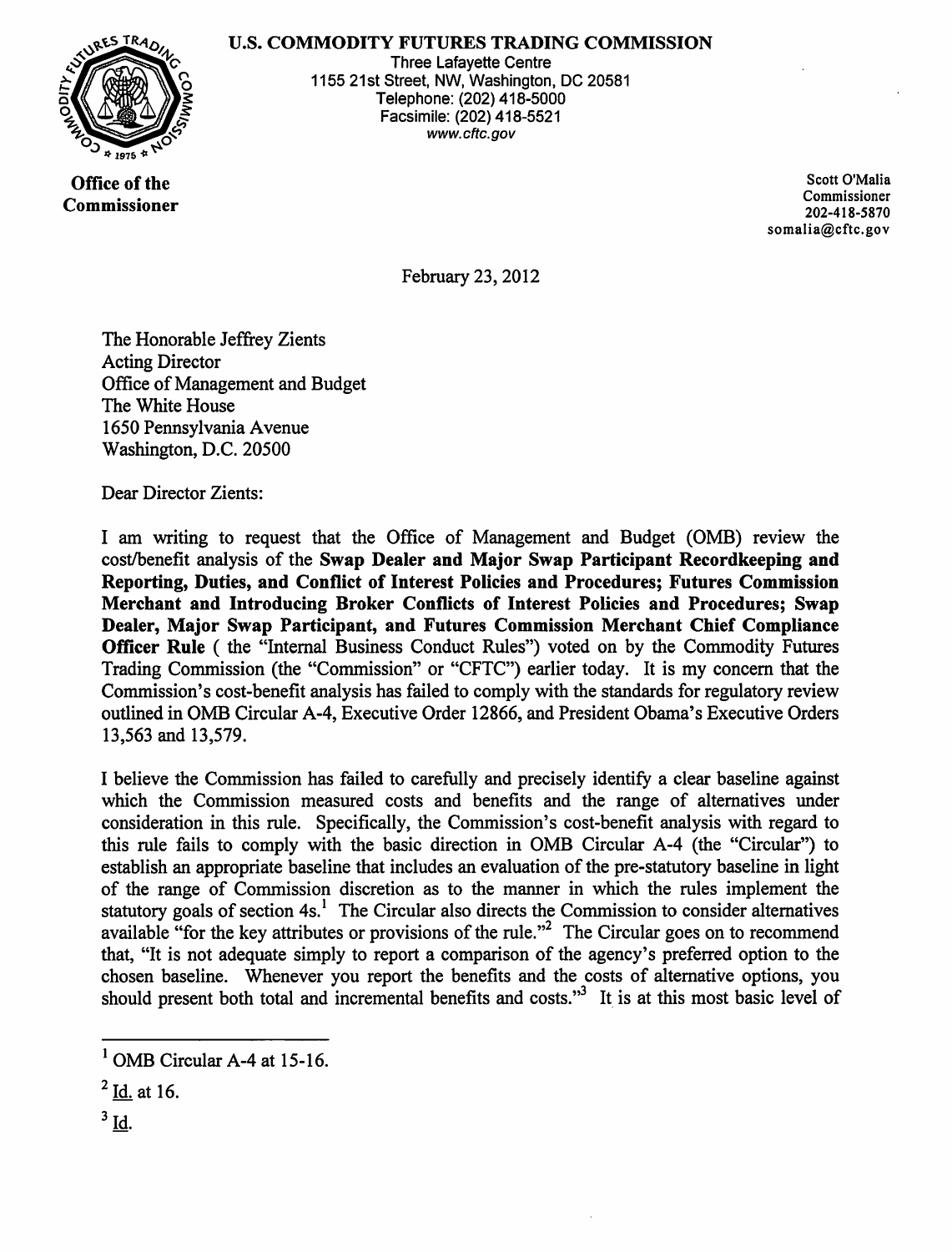**U.S. COMMODITY FUTURES TRADING COMMISSION**

Three Lafayette Centre
1155 21st Street, NW, Washington, DC 20581
Telephone: (202) 418-5000
Facsimile: (202) 418-5521
www.cftc.gov

**Office of the Commissioner**

Scott O'Malia
Commissioner
202-418-5870
somalia@cftc.gov

February 23, 2012

The Honorable Jeffrey Zients
Acting Director
Office of Management and Budget
The White House
1650 Pennsylvania Avenue
Washington, D.C. 20500

Dear Director Zients:

I am writing to request that the Office of Management and Budget (OMB) review the cost/benefit analysis of the **Swap Dealer and Major Swap Participant Recordkeeping and Reporting, Duties, and Conflict of Interest Policies and Procedures; Futures Commission Merchant and Introducing Broker Conflicts of Interest Policies and Procedures; Swap Dealer, Major Swap Participant, and Futures Commission Merchant Chief Compliance Officer Rule** ( the "Internal Business Conduct Rules") voted on by the Commodity Futures Trading Commission (the "Commission" or "CFTC") earlier today. It is my concern that the Commission's cost-benefit analysis has failed to comply with the standards for regulatory review outlined in OMB Circular A-4, Executive Order 12866, and President Obama's Executive Orders 13,563 and 13,579.

I believe the Commission has failed to carefully and precisely identify a clear baseline against which the Commission measured costs and benefits and the range of alternatives under consideration in this rule. Specifically, the Commission's cost-benefit analysis with regard to this rule fails to comply with the basic direction in OMB Circular A-4 (the "Circular") to establish an appropriate baseline that includes an evaluation of the pre-statutory baseline in light of the range of Commission discretion as to the manner in which the rules implement the statutory goals of section 4s.[1] The Circular also directs the Commission to consider alternatives available "for the key attributes or provisions of the rule."[2] The Circular goes on to recommend that, "It is not adequate simply to report a comparison of the agency's preferred option to the chosen baseline. Whenever you report the benefits and the costs of alternative options, you should present both total and incremental benefits and costs."[3] It is at this most basic level of

[1] OMB Circular A-4 at 15-16.

[2] Id. at 16.

[3] Id.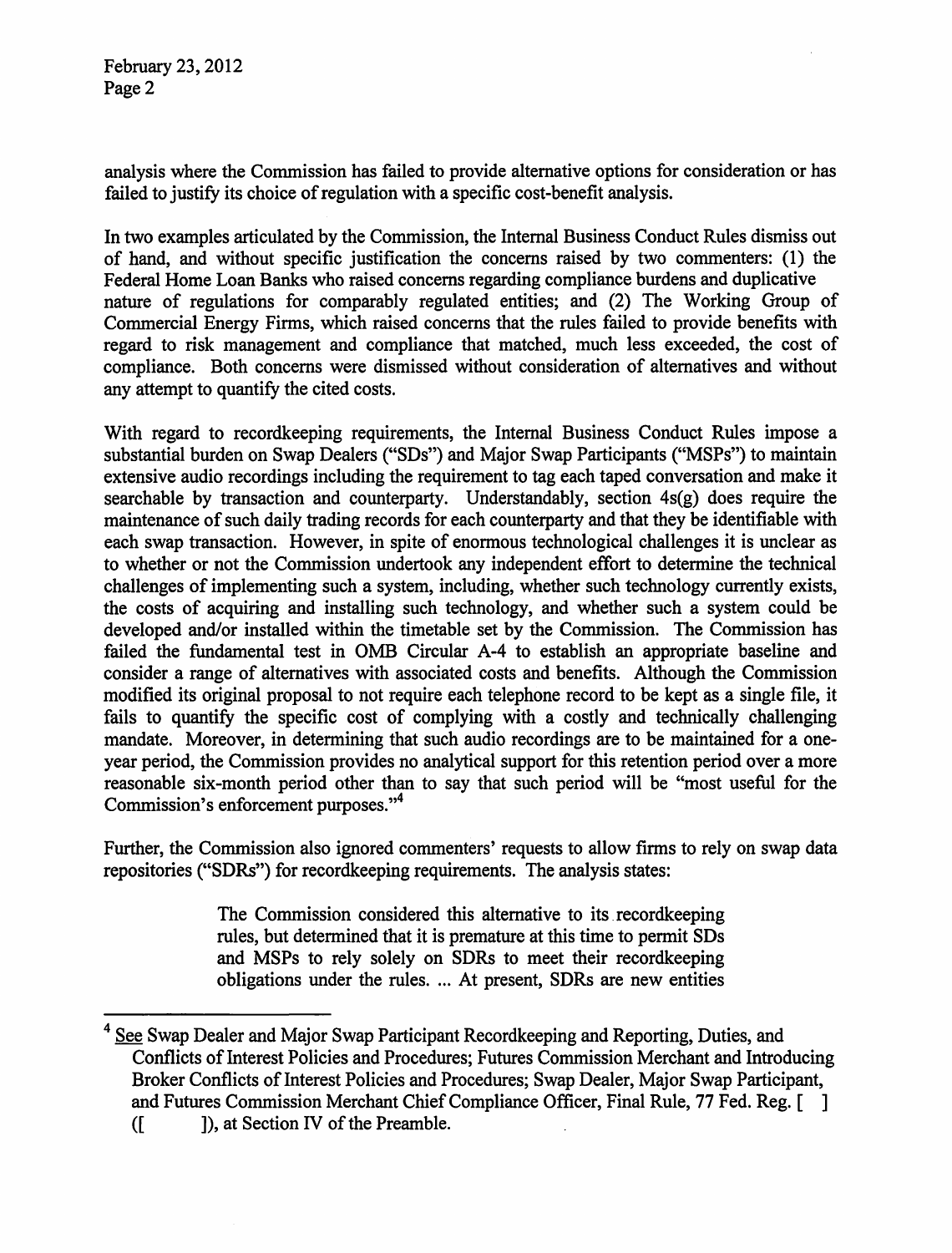analysis where the Commission has failed to provide alternative options for consideration or has failed to justify its choice of regulation with a specific cost-benefit analysis.

In two examples articulated by the Commission, the Internal Business Conduct Rules dismiss out of hand, and without specific justification the concerns raised by two commenters: (1) the Federal Home Loan Banks who raised concerns regarding compliance burdens and duplicative nature of regulations for comparably regulated entities; and (2) The Working Group of Commercial Energy Firms, which raised concerns that the rules failed to provide benefits with regard to risk management and compliance that matched, much less exceeded, the cost of compliance. Both concerns were dismissed without consideration of alternatives and without any attempt to quantify the cited costs.

With regard to recordkeeping requirements, the Internal Business Conduct Rules impose a substantial burden on Swap Dealers ("SDs") and Major Swap Participants ("MSPs") to maintain extensive audio recordings including the requirement to tag each taped conversation and make it searchable by transaction and counterparty. Understandably, section 4s(g) does require the maintenance of such daily trading records for each counterparty and that they be identifiable with each swap transaction. However, in spite of enormous technological challenges it is unclear as to whether or not the Commission undertook any independent effort to determine the technical challenges of implementing such a system, including, whether such technology currently exists, the costs of acquiring and installing such technology, and whether such a system could be developed and/or installed within the timetable set by the Commission. The Commission has failed the fundamental test in OMB Circular A-4 to establish an appropriate baseline and consider a range of alternatives with associated costs and benefits. Although the Commission modified its original proposal to not require each telephone record to be kept as a single file, it fails to quantify the specific cost of complying with a costly and technically challenging mandate. Moreover, in determining that such audio recordings are to be maintained for a one-year period, the Commission provides no analytical support for this retention period over a more reasonable six-month period other than to say that such period will be "most useful for the Commission's enforcement purposes."[4]

Further, the Commission also ignored commenters' requests to allow firms to rely on swap data repositories ("SDRs") for recordkeeping requirements. The analysis states:

> The Commission considered this alternative to its recordkeeping rules, but determined that it is premature at this time to permit SDs and MSPs to rely solely on SDRs to meet their recordkeeping obligations under the rules. ... At present, SDRs are new entities

---

[4] See Swap Dealer and Major Swap Participant Recordkeeping and Reporting, Duties, and Conflicts of Interest Policies and Procedures; Futures Commission Merchant and Introducing Broker Conflicts of Interest Policies and Procedures; Swap Dealer, Major Swap Participant, and Futures Commission Merchant Chief Compliance Officer, Final Rule, 77 Fed. Reg. [ ] ([ ]), at Section IV of the Preamble.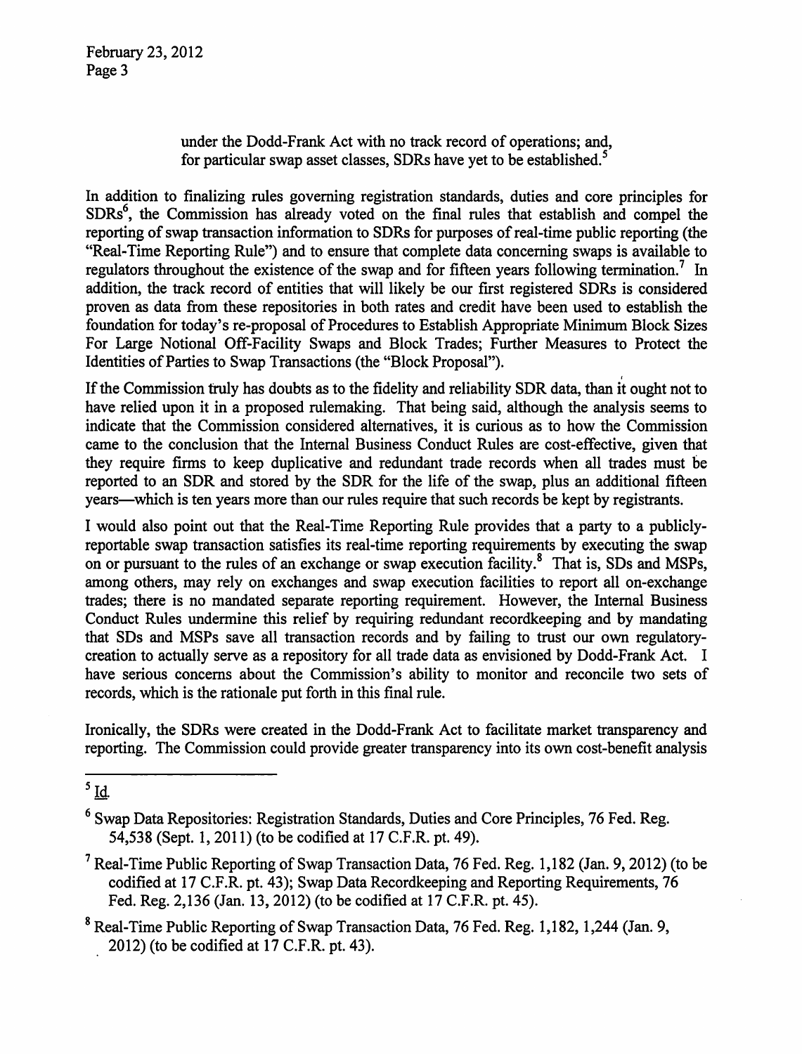under the Dodd-Frank Act with no track record of operations; and, for particular swap asset classes, SDRs have yet to be established.[5]

In addition to finalizing rules governing registration standards, duties and core principles for SDRs[6], the Commission has already voted on the final rules that establish and compel the reporting of swap transaction information to SDRs for purposes of real-time public reporting (the "Real-Time Reporting Rule") and to ensure that complete data concerning swaps is available to regulators throughout the existence of the swap and for fifteen years following termination.[7] In addition, the track record of entities that will likely be our first registered SDRs is considered proven as data from these repositories in both rates and credit have been used to establish the foundation for today's re-proposal of Procedures to Establish Appropriate Minimum Block Sizes For Large Notional Off-Facility Swaps and Block Trades; Further Measures to Protect the Identities of Parties to Swap Transactions (the "Block Proposal").

If the Commission truly has doubts as to the fidelity and reliability SDR data, than it ought not to have relied upon it in a proposed rulemaking. That being said, although the analysis seems to indicate that the Commission considered alternatives, it is curious as to how the Commission came to the conclusion that the Internal Business Conduct Rules are cost-effective, given that they require firms to keep duplicative and redundant trade records when all trades must be reported to an SDR and stored by the SDR for the life of the swap, plus an additional fifteen years—which is ten years more than our rules require that such records be kept by registrants.

I would also point out that the Real-Time Reporting Rule provides that a party to a publicly-reportable swap transaction satisfies its real-time reporting requirements by executing the swap on or pursuant to the rules of an exchange or swap execution facility.[8] That is, SDs and MSPs, among others, may rely on exchanges and swap execution facilities to report all on-exchange trades; there is no mandated separate reporting requirement. However, the Internal Business Conduct Rules undermine this relief by requiring redundant recordkeeping and by mandating that SDs and MSPs save all transaction records and by failing to trust our own regulatory-creation to actually serve as a repository for all trade data as envisioned by Dodd-Frank Act. I have serious concerns about the Commission's ability to monitor and reconcile two sets of records, which is the rationale put forth in this final rule.

Ironically, the SDRs were created in the Dodd-Frank Act to facilitate market transparency and reporting. The Commission could provide greater transparency into its own cost-benefit analysis

---

[5] Id.

[6] Swap Data Repositories: Registration Standards, Duties and Core Principles, 76 Fed. Reg. 54,538 (Sept. 1, 2011) (to be codified at 17 C.F.R. pt. 49).

[7] Real-Time Public Reporting of Swap Transaction Data, 76 Fed. Reg. 1,182 (Jan. 9, 2012) (to be codified at 17 C.F.R. pt. 43); Swap Data Recordkeeping and Reporting Requirements, 76 Fed. Reg. 2,136 (Jan. 13, 2012) (to be codified at 17 C.F.R. pt. 45).

[8] Real-Time Public Reporting of Swap Transaction Data, 76 Fed. Reg. 1,182, 1,244 (Jan. 9, 2012) (to be codified at 17 C.F.R. pt. 43).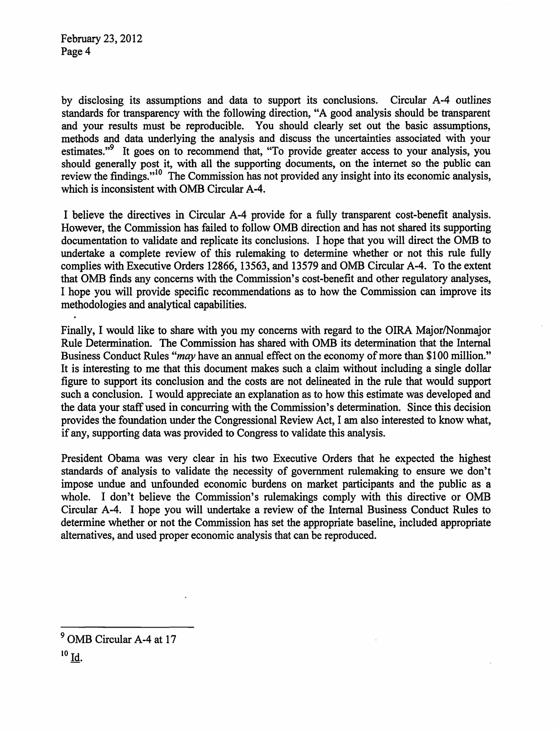by disclosing its assumptions and data to support its conclusions. Circular A-4 outlines standards for transparency with the following direction, "A good analysis should be transparent and your results must be reproducible. You should clearly set out the basic assumptions, methods and data underlying the analysis and discuss the uncertainties associated with your estimates."[9] It goes on to recommend that, "To provide greater access to your analysis, you should generally post it, with all the supporting documents, on the internet so the public can review the findings."[10] The Commission has not provided any insight into its economic analysis, which is inconsistent with OMB Circular A-4.

I believe the directives in Circular A-4 provide for a fully transparent cost-benefit analysis. However, the Commission has failed to follow OMB direction and has not shared its supporting documentation to validate and replicate its conclusions. I hope that you will direct the OMB to undertake a complete review of this rulemaking to determine whether or not this rule fully complies with Executive Orders 12866, 13563, and 13579 and OMB Circular A-4. To the extent that OMB finds any concerns with the Commission's cost-benefit and other regulatory analyses, I hope you will provide specific recommendations as to how the Commission can improve its methodologies and analytical capabilities.

Finally, I would like to share with you my concerns with regard to the OIRA Major/Nonmajor Rule Determination. The Commission has shared with OMB its determination that the Internal Business Conduct Rules "*may* have an annual effect on the economy of more than $100 million." It is interesting to me that this document makes such a claim without including a single dollar figure to support its conclusion and the costs are not delineated in the rule that would support such a conclusion. I would appreciate an explanation as to how this estimate was developed and the data your staff used in concurring with the Commission's determination. Since this decision provides the foundation under the Congressional Review Act, I am also interested to know what, if any, supporting data was provided to Congress to validate this analysis.

President Obama was very clear in his two Executive Orders that he expected the highest standards of analysis to validate the necessity of government rulemaking to ensure we don't impose undue and unfounded economic burdens on market participants and the public as a whole. I don't believe the Commission's rulemakings comply with this directive or OMB Circular A-4. I hope you will undertake a review of the Internal Business Conduct Rules to determine whether or not the Commission has set the appropriate baseline, included appropriate alternatives, and used proper economic analysis that can be reproduced.

---

[9] OMB Circular A-4 at 17

[10] Id.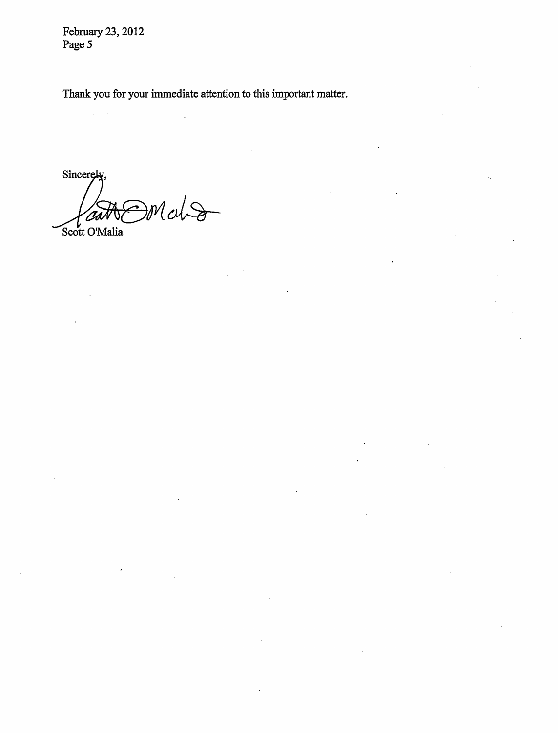Thank you for your immediate attention to this important matter.

Sincerely,

Scott O'Malia